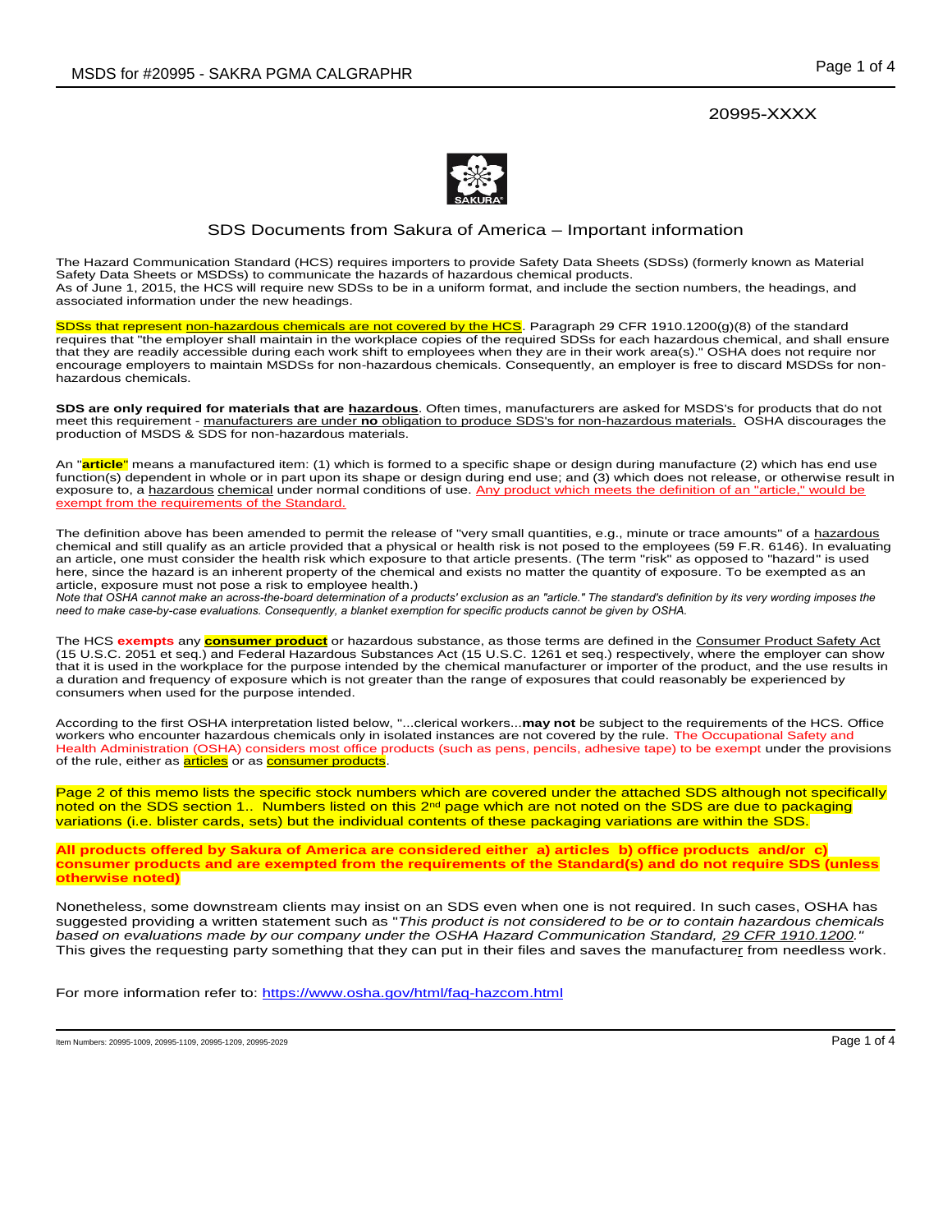20995-XXXX

## SDS Documents from Sakura of America – Important information

The Hazard Communication Standard (HCS) requires importers to provide Safety Data Sheets (SDSs) (formerly known as Material Safety Data Sheets or MSDSs) to communicate the hazards of hazardous chemical products.
As of June 1, 2015, the HCS will require new SDSs to be in a uniform format, and include the section numbers, the headings, and associated information under the new headings.

SDSs that represent non-hazardous chemicals are not covered by the HCS. Paragraph 29 CFR 1910.1200(g)(8) of the standard requires that "the employer shall maintain in the workplace copies of the required SDSs for each hazardous chemical, and shall ensure that they are readily accessible during each work shift to employees when they are in their work area(s)." OSHA does not require nor encourage employers to maintain MSDSs for non-hazardous chemicals. Consequently, an employer is free to discard MSDSs for non-hazardous chemicals.

**SDS are only required for materials that are hazardous**. Often times, manufacturers are asked for MSDS's for products that do not meet this requirement - manufacturers are under **no** obligation to produce SDS's for non-hazardous materials. OSHA discourages the production of MSDS & SDS for non-hazardous materials.

An "**article**" means a manufactured item: (1) which is formed to a specific shape or design during manufacture (2) which has end use function(s) dependent in whole or in part upon its shape or design during end use; and (3) which does not release, or otherwise result in exposure to, a hazardous chemical under normal conditions of use. Any product which meets the definition of an "article," would be exempt from the requirements of the Standard.

The definition above has been amended to permit the release of "very small quantities, e.g., minute or trace amounts" of a hazardous chemical and still qualify as an article provided that a physical or health risk is not posed to the employees (59 F.R. 6146). In evaluating an article, one must consider the health risk which exposure to that article presents. (The term "risk" as opposed to "hazard" is used here, since the hazard is an inherent property of the chemical and exists no matter the quantity of exposure. To be exempted as an article, exposure must not pose a risk to employee health.)
*Note that OSHA cannot make an across-the-board determination of a products' exclusion as an "article." The standard's definition by its very wording imposes the need to make case-by-case evaluations. Consequently, a blanket exemption for specific products cannot be given by OSHA.*

The HCS **exempts** any **consumer product** or hazardous substance, as those terms are defined in the Consumer Product Safety Act (15 U.S.C. 2051 et seq.) and Federal Hazardous Substances Act (15 U.S.C. 1261 et seq.) respectively, where the employer can show that it is used in the workplace for the purpose intended by the chemical manufacturer or importer of the product, and the use results in a duration and frequency of exposure which is not greater than the range of exposures that could reasonably be experienced by consumers when used for the purpose intended.

According to the first OSHA interpretation listed below, "...clerical workers...**may not** be subject to the requirements of the HCS. Office workers who encounter hazardous chemicals only in isolated instances are not covered by the rule. The Occupational Safety and Health Administration (OSHA) considers most office products (such as pens, pencils, adhesive tape) to be exempt under the provisions of the rule, either as articles or as consumer products.

Page 2 of this memo lists the specific stock numbers which are covered under the attached SDS although not specifically noted on the SDS section 1.. Numbers listed on this 2nd page which are not noted on the SDS are due to packaging variations (i.e. blister cards, sets) but the individual contents of these packaging variations are within the SDS.

**All products offered by Sakura of America are considered either a) articles b) office products and/or c) consumer products and are exempted from the requirements of the Standard(s) and do not require SDS (unless otherwise noted)**

Nonetheless, some downstream clients may insist on an SDS even when one is not required. In such cases, OSHA has suggested providing a written statement such as "*This product is not considered to be or to contain hazardous chemicals based on evaluations made by our company under the OSHA Hazard Communication Standard, 29 CFR 1910.1200.*" This gives the requesting party something that they can put in their files and saves the manufacturer from needless work.

For more information refer to: https://www.osha.gov/html/faq-hazcom.html

Item Numbers: 20995-1009, 20995-1109, 20995-1209, 20995-2029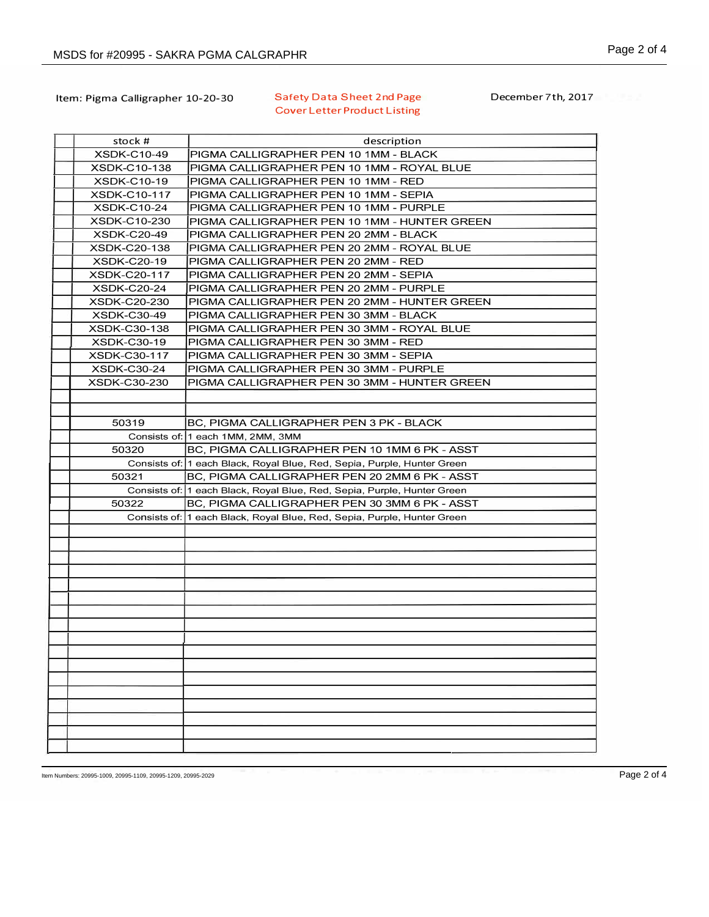Item: Pigma Calligrapher 10-20-30

Safety Data Sheet 2nd Page
Cover Letter Product Listing

December 7th, 2017

| stock # | description |
|---|---|
| XSDK-C10-49 | PIGMA CALLIGRAPHER PEN 10 1MM - BLACK |
| XSDK-C10-138 | PIGMA CALLIGRAPHER PEN 10 1MM - ROYAL BLUE |
| XSDK-C10-19 | PIGMA CALLIGRAPHER PEN 10 1MM - RED |
| XSDK-C10-117 | PIGMA CALLIGRAPHER PEN 10 1MM - SEPIA |
| XSDK-C10-24 | PIGMA CALLIGRAPHER PEN 10 1MM - PURPLE |
| XSDK-C10-230 | PIGMA CALLIGRAPHER PEN 10 1MM - HUNTER GREEN |
| XSDK-C20-49 | PIGMA CALLIGRAPHER PEN 20 2MM - BLACK |
| XSDK-C20-138 | PIGMA CALLIGRAPHER PEN 20 2MM - ROYAL BLUE |
| XSDK-C20-19 | PIGMA CALLIGRAPHER PEN 20 2MM - RED |
| XSDK-C20-117 | PIGMA CALLIGRAPHER PEN 20 2MM - SEPIA |
| XSDK-C20-24 | PIGMA CALLIGRAPHER PEN 20 2MM - PURPLE |
| XSDK-C20-230 | PIGMA CALLIGRAPHER PEN 20 2MM - HUNTER GREEN |
| XSDK-C30-49 | PIGMA CALLIGRAPHER PEN 30 3MM - BLACK |
| XSDK-C30-138 | PIGMA CALLIGRAPHER PEN 30 3MM - ROYAL BLUE |
| XSDK-C30-19 | PIGMA CALLIGRAPHER PEN 30 3MM - RED |
| XSDK-C30-117 | PIGMA CALLIGRAPHER PEN 30 3MM - SEPIA |
| XSDK-C30-24 | PIGMA CALLIGRAPHER PEN 30 3MM - PURPLE |
| XSDK-C30-230 | PIGMA CALLIGRAPHER PEN 30 3MM - HUNTER GREEN |
| | |
| | |
| 50319 | BC, PIGMA CALLIGRAPHER PEN 3 PK - BLACK |
| Consists of: | 1 each 1MM, 2MM, 3MM |
| 50320 | BC, PIGMA CALLIGRAPHER PEN 10 1MM 6 PK - ASST |
| Consists of: | 1 each Black, Royal Blue, Red, Sepia, Purple, Hunter Green |
| 50321 | BC, PIGMA CALLIGRAPHER PEN 20 2MM 6 PK - ASST |
| Consists of: | 1 each Black, Royal Blue, Red, Sepia, Purple, Hunter Green |
| 50322 | BC, PIGMA CALLIGRAPHER PEN 30 3MM 6 PK - ASST |
| Consists of: | 1 each Black, Royal Blue, Red, Sepia, Purple, Hunter Green |

Item Numbers: 20995-1009, 20995-1109, 20995-1209, 20995-2029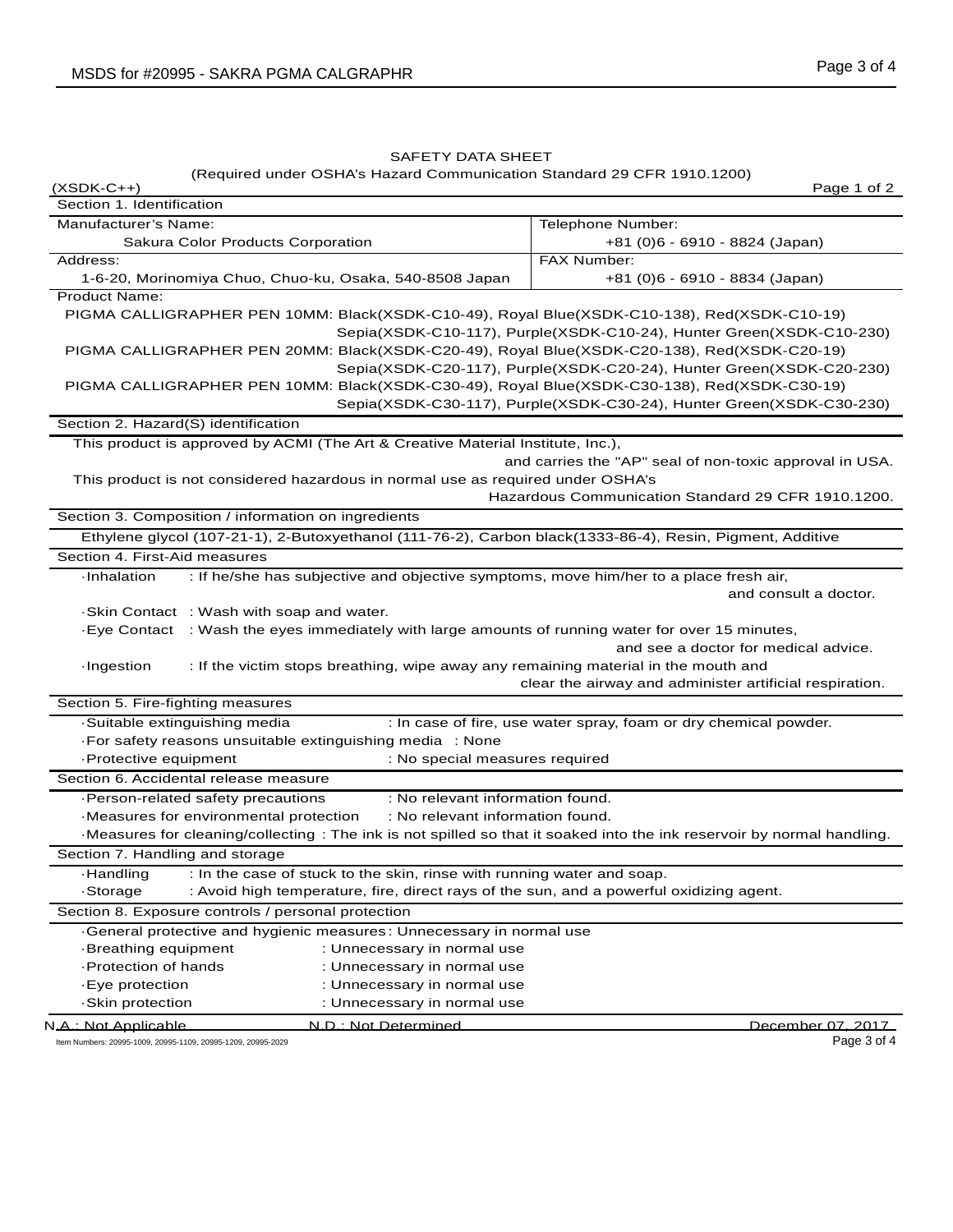SAFETY DATA SHEET

(Required under OSHA's Hazard Communication Standard 29 CFR 1910.1200)

(XSDK-C++)

## Section 1. Identification

| Manufacturer's Name: | Telephone Number: |
| --- | --- |
| Sakura Color Products Corporation | +81 (0)6 - 6910 - 8824 (Japan) |
| Address: | FAX Number: |
| 1-6-20, Morinomiya Chuo, Chuo-ku, Osaka, 540-8508 Japan | +81 (0)6 - 6910 - 8834 (Japan) |

Product Name:

PIGMA CALLIGRAPHER PEN 10MM: Black(XSDK-C10-49), Royal Blue(XSDK-C10-138), Red(XSDK-C10-19) Sepia(XSDK-C10-117), Purple(XSDK-C10-24), Hunter Green(XSDK-C10-230)

PIGMA CALLIGRAPHER PEN 20MM: Black(XSDK-C20-49), Royal Blue(XSDK-C20-138), Red(XSDK-C20-19) Sepia(XSDK-C20-117), Purple(XSDK-C20-24), Hunter Green(XSDK-C20-230)

PIGMA CALLIGRAPHER PEN 10MM: Black(XSDK-C30-49), Royal Blue(XSDK-C30-138), Red(XSDK-C30-19) Sepia(XSDK-C30-117), Purple(XSDK-C30-24), Hunter Green(XSDK-C30-230)

## Section 2. Hazard(S) identification

This product is approved by ACMI (The Art & Creative Material Institute, Inc.), and carries the "AP" seal of non-toxic approval in USA.

This product is not considered hazardous in normal use as required under OSHA's Hazardous Communication Standard 29 CFR 1910.1200.

## Section 3. Composition / information on ingredients

Ethylene glycol (107-21-1), 2-Butoxyethanol (111-76-2), Carbon black(1333-86-4), Resin, Pigment, Additive

## Section 4. First-Aid measures

- ·Inhalation : If he/she has subjective and objective symptoms, move him/her to a place fresh air, and consult a doctor.
- ·Skin Contact : Wash with soap and water.
- ·Eye Contact : Wash the eyes immediately with large amounts of running water for over 15 minutes, and see a doctor for medical advice.
- ·Ingestion : If the victim stops breathing, wipe away any remaining material in the mouth and clear the airway and administer artificial respiration.

## Section 5. Fire-fighting measures

- ·Suitable extinguishing media : In case of fire, use water spray, foam or dry chemical powder.
- ·For safety reasons unsuitable extinguishing media : None
- ·Protective equipment : No special measures required

## Section 6. Accidental release measure

- ·Person-related safety precautions : No relevant information found.
- ·Measures for environmental protection : No relevant information found.
- ·Measures for cleaning/collecting : The ink is not spilled so that it soaked into the ink reservoir by normal handling.

## Section 7. Handling and storage

- ·Handling : In the case of stuck to the skin, rinse with running water and soap.
- ·Storage : Avoid high temperature, fire, direct rays of the sun, and a powerful oxidizing agent.

## Section 8. Exposure controls / personal protection

- ·General protective and hygienic measures : Unnecessary in normal use
- ·Breathing equipment : Unnecessary in normal use
- ·Protection of hands : Unnecessary in normal use
- ·Eye protection : Unnecessary in normal use
- ·Skin protection : Unnecessary in normal use

N.A.: Not Applicable N.D.: Not Determined December 07, 2017

Item Numbers: 20995-1009, 20995-1109, 20995-1209, 20995-2029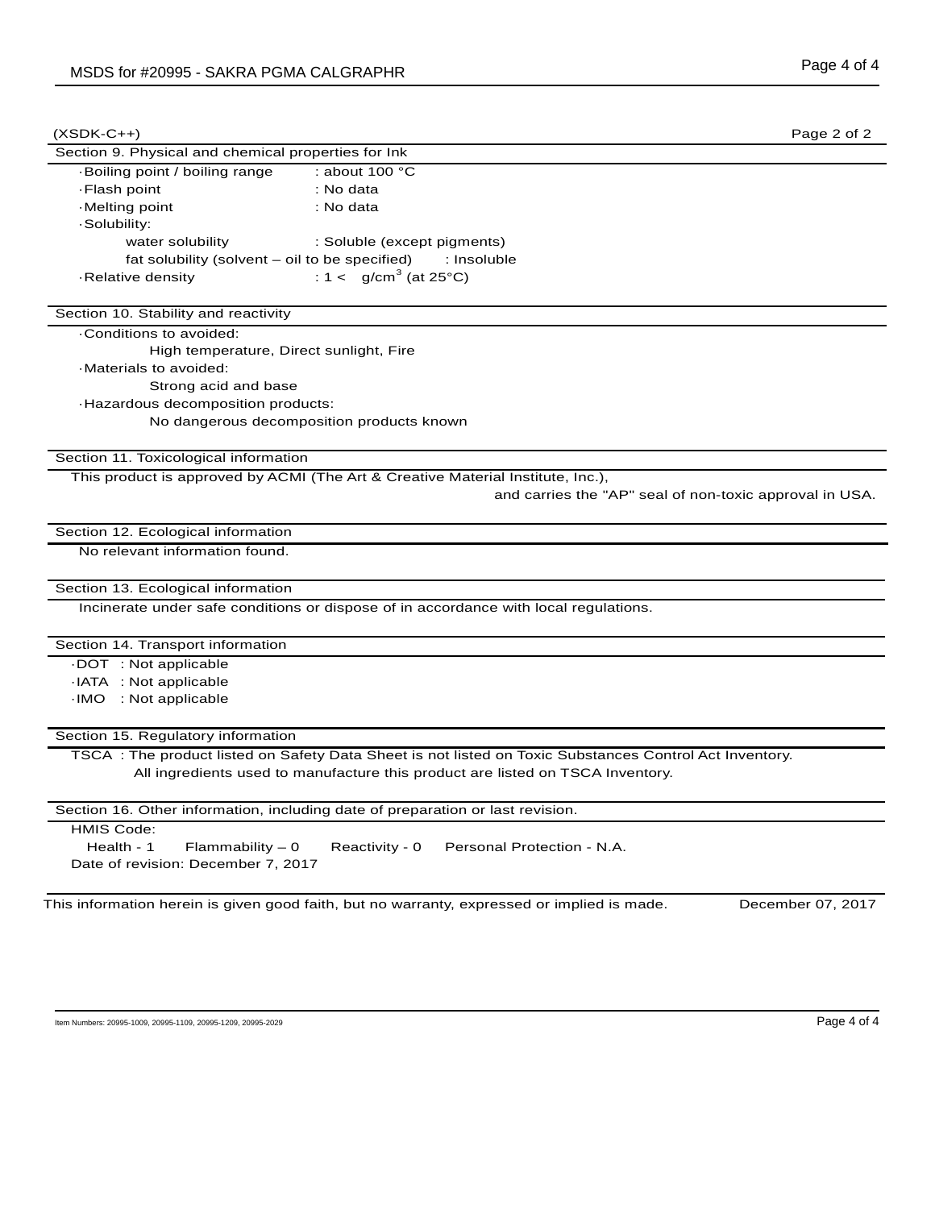(XSDK-C++)

Page 2 of 2

## Section 9. Physical and chemical properties for Ink

- ·Boiling point / boiling range : about 100 °C
- ·Flash point : No data
- ·Melting point : No data
- ·Solubility:
  - water solubility : Soluble (except pigments)
  - fat solubility (solvent – oil to be specified) : Insoluble
- ·Relative density : 1 < g/cm$^3$ (at 25°C)

## Section 10. Stability and reactivity

- ·Conditions to avoided:
  - High temperature, Direct sunlight, Fire
- ·Materials to avoided:
  - Strong acid and base
- ·Hazardous decomposition products:
  - No dangerous decomposition products known

## Section 11. Toxicological information

This product is approved by ACMI (The Art & Creative Material Institute, Inc.), and carries the "AP" seal of non-toxic approval in USA.

## Section 12. Ecological information

No relevant information found.

## Section 13. Ecological information

Incinerate under safe conditions or dispose of in accordance with local regulations.

## Section 14. Transport information

- ·DOT : Not applicable
- ·IATA : Not applicable
- ·IMO : Not applicable

## Section 15. Regulatory information

TSCA : The product listed on Safety Data Sheet is not listed on Toxic Substances Control Act Inventory. All ingredients used to manufacture this product are listed on TSCA Inventory.

## Section 16. Other information, including date of preparation or last revision.

HMIS Code:

Health - 1 Flammability – 0 Reactivity - 0 Personal Protection - N.A.

Date of revision: December 7, 2017

This information herein is given good faith, but no warranty, expressed or implied is made. December 07, 2017

Item Numbers: 20995-1009, 20995-1109, 20995-1209, 20995-2029